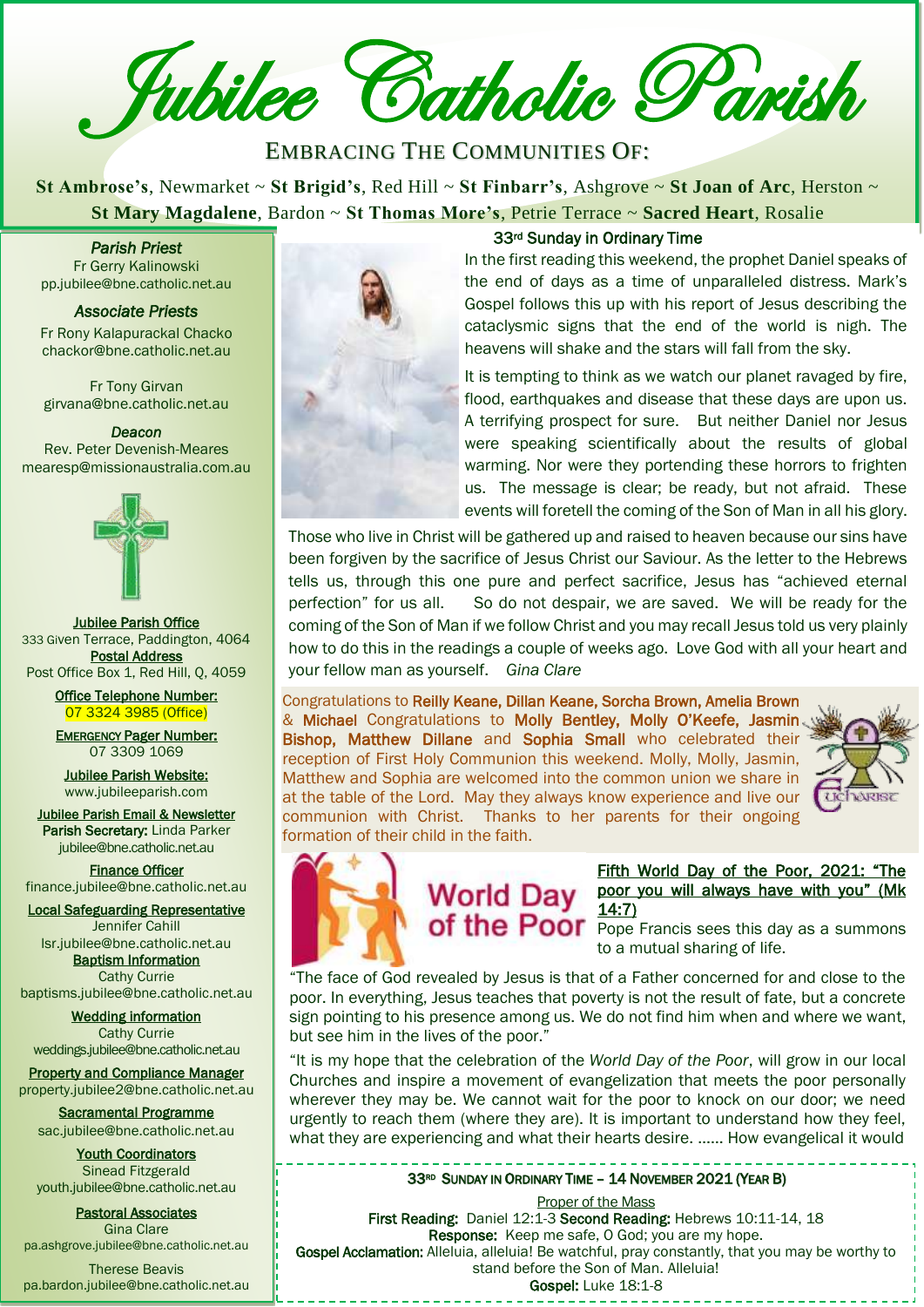# Jubilee Catholic Parish

EMBRACING THE COMMUNITIES OF:

**St Ambrose's**, Newmarket ~ **St Brigid's**, Red Hill ~ **St Finbarr's**, Ashgrove ~ **St Joan of Arc**, Herston ~ **St Mary Magdalene**, Bardon ~ **St Thomas More's**, Petrie Terrace ~ **Sacred Heart**, Rosalie

*Parish Priest*
Fr Gerry Kalinowski
pp.jubilee@bne.catholic.net.au

*Associate Priests*
Fr Rony Kalapurackal Chacko
chackor@bne.catholic.net.au

Fr Tony Girvan
girvana@bne.catholic.net.au

*Deacon*
Rev. Peter Devenish-Meares
mearesp@missionaustralia.com.au

**Jubilee Parish Office**
333 Given Terrace, Paddington, 4064
**Postal Address**
Post Office Box 1, Red Hill, Q, 4059

**Office Telephone Number:**
07 3324 3985 (Office)

**EMERGENCY Pager Number:**
07 3309 1069

**Jubilee Parish Website:**
www.jubileeparish.com

**Jubilee Parish Email & Newsletter**
**Parish Secretary:** Linda Parker
jubilee@bne.catholic.net.au

**Finance Officer**
finance.jubilee@bne.catholic.net.au

**Local Safeguarding Representative**
Jennifer Cahill
lsr.jubilee@bne.catholic.net.au

**Baptism Information**
Cathy Currie
baptisms.jubilee@bne.catholic.net.au

**Wedding information**
Cathy Currie
weddings.jubilee@bne.catholic.net.au

**Property and Compliance Manager**
property.jubilee2@bne.catholic.net.au

**Sacramental Programme**
sac.jubilee@bne.catholic.net.au

**Youth Coordinators**
Sinead Fitzgerald
youth.jubilee@bne.catholic.net.au

**Pastoral Associates**
Gina Clare
pa.ashgrove.jubilee@bne.catholic.net.au

Therese Beavis
pa.bardon.jubilee@bne.catholic.net.au

## 33rd Sunday in Ordinary Time

In the first reading this weekend, the prophet Daniel speaks of the end of days as a time of unparalleled distress. Mark's Gospel follows this up with his report of Jesus describing the cataclysmic signs that the end of the world is nigh. The heavens will shake and the stars will fall from the sky.

It is tempting to think as we watch our planet ravaged by fire, flood, earthquakes and disease that these days are upon us. A terrifying prospect for sure. But neither Daniel nor Jesus were speaking scientifically about the results of global warming. Nor were they portending these horrors to frighten us. The message is clear; be ready, but not afraid. These events will foretell the coming of the Son of Man in all his glory.

Those who live in Christ will be gathered up and raised to heaven because our sins have been forgiven by the sacrifice of Jesus Christ our Saviour. As the letter to the Hebrews tells us, through this one pure and perfect sacrifice, Jesus has "achieved eternal perfection" for us all. So do not despair, we are saved. We will be ready for the coming of the Son of Man if we follow Christ and you may recall Jesus told us very plainly how to do this in the readings a couple of weeks ago. Love God with all your heart and your fellow man as yourself. *Gina Clare*

Congratulations to **Reilly Keane, Dillan Keane, Sorcha Brown, Amelia Brown** & **Michael** Congratulations to **Molly Bentley, Molly O'Keefe, Jasmin Bishop, Matthew Dillane** and **Sophia Small** who celebrated their reception of First Holy Communion this weekend. Molly, Molly, Jasmin, Matthew and Sophia are welcomed into the common union we share in at the table of the Lord. May they always know experience and live our communion with Christ. Thanks to her parents for their ongoing formation of their child in the faith.

## World Day of the Poor

**Fifth World Day of the Poor, 2021: "The poor you will always have with you" (Mk 14:7)**

Pope Francis sees this day as a summons to a mutual sharing of life.

"The face of God revealed by Jesus is that of a Father concerned for and close to the poor. In everything, Jesus teaches that poverty is not the result of fate, but a concrete sign pointing to his presence among us. We do not find him when and where we want, but see him in the lives of the poor."

"It is my hope that the celebration of the *World Day of the Poor*, will grow in our local Churches and inspire a movement of evangelization that meets the poor personally wherever they may be. We cannot wait for the poor to knock on our door; we need urgently to reach them (where they are). It is important to understand how they feel, what they are experiencing and what their hearts desire. ...... How evangelical it would

**33RD SUNDAY IN ORDINARY TIME – 14 NOVEMBER 2021 (YEAR B)**

Proper of the Mass
**First Reading:** Daniel 12:1-3 **Second Reading:** Hebrews 10:11-14, 18
**Response:** Keep me safe, O God; you are my hope.
**Gospel Acclamation:** Alleluia, alleluia! Be watchful, pray constantly, that you may be worthy to stand before the Son of Man. Alleluia!
**Gospel:** Luke 18:1-8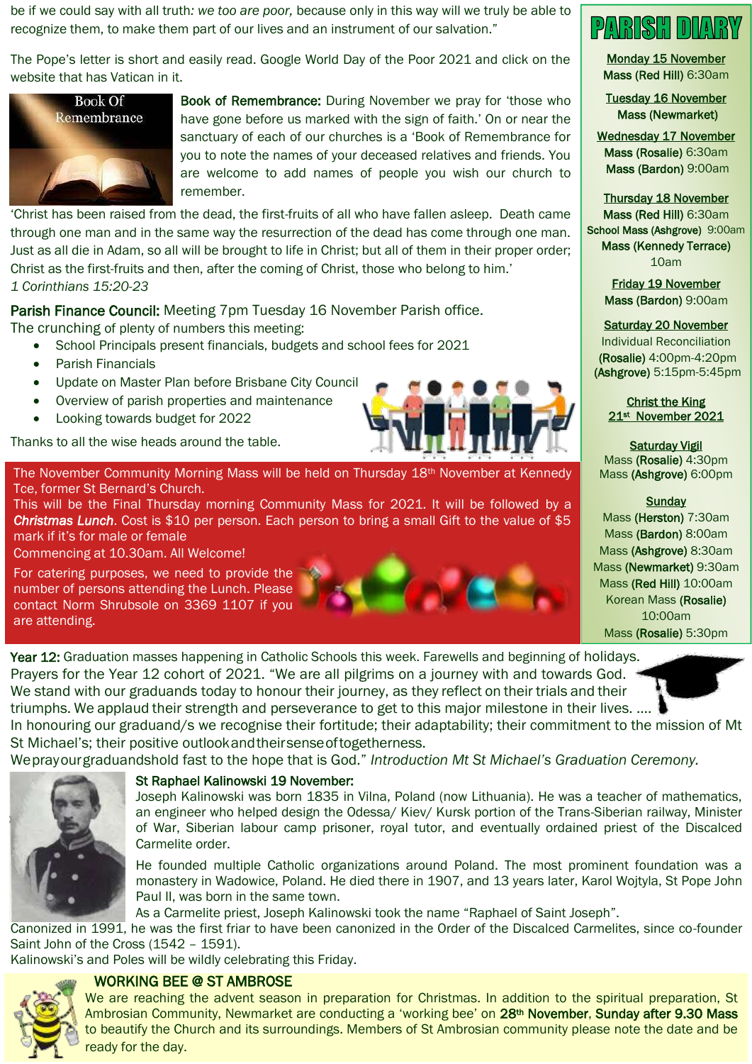be if we could say with all truth*: we too are poor,* because only in this way will we truly be able to recognize them, to make them part of our lives and an instrument of our salvation."

The Pope's letter is short and easily read. Google World Day of the Poor 2021 and click on the website that has Vatican in it.

**Book of Remembrance:** During November we pray for 'those who have gone before us marked with the sign of faith.' On or near the sanctuary of each of our churches is a 'Book of Remembrance for you to note the names of your deceased relatives and friends. You are welcome to add names of people you wish our church to remember.

'Christ has been raised from the dead, the first-fruits of all who have fallen asleep. Death came through one man and in the same way the resurrection of the dead has come through one man. Just as all die in Adam, so all will be brought to life in Christ; but all of them in their proper order; Christ as the first-fruits and then, after the coming of Christ, those who belong to him.'
*1 Corinthians 15:20-23*

**Parish Finance Council:** Meeting 7pm Tuesday 16 November Parish office.
The crunching of plenty of numbers this meeting:

- School Principals present financials, budgets and school fees for 2021
- Parish Financials
- Update on Master Plan before Brisbane City Council
- Overview of parish properties and maintenance
- Looking towards budget for 2022

Thanks to all the wise heads around the table.

The November Community Morning Mass will be held on Thursday 18th November at Kennedy Tce, former St Bernard's Church.
This will be the Final Thursday morning Community Mass for 2021. It will be followed by a ***Christmas Lunch***. Cost is $10 per person. Each person to bring a small Gift to the value of $5 mark if it's for male or female
Commencing at 10.30am. All Welcome!

For catering purposes, we need to provide the number of persons attending the Lunch. Please contact Norm Shrubsole on 3369 1107 if you are attending.

## PARISH DIARY

**Monday 15 November**
**Mass (Red Hill)** 6:30am

**Tuesday 16 November**
**Mass (Newmarket)**

**Wednesday 17 November**
**Mass (Rosalie)** 6:30am
**Mass (Bardon)** 9:00am

**Thursday 18 November**
**Mass (Red Hill)** 6:30am
**School Mass (Ashgrove)** 9:00am
**Mass (Kennedy Terrace)** 10am

**Friday 19 November**
**Mass (Bardon)** 9:00am

**Saturday 20 November**
Individual Reconciliation
**(Rosalie)** 4:00pm-4:20pm
**(Ashgrove)** 5:15pm-5:45pm

**Christ the King**
**21st November 2021**

**Saturday Vigil**
Mass **(Rosalie)** 4:30pm
Mass **(Ashgrove)** 6:00pm

**Sunday**
Mass **(Herston)** 7:30am
Mass **(Bardon)** 8:00am
Mass **(Ashgrove)** 8:30am
Mass **(Newmarket)** 9:30am
Mass **(Red Hill)** 10:00am
Korean Mass **(Rosalie)** 10:00am
Mass **(Rosalie)** 5:30pm

**Year 12:** Graduation masses happening in Catholic Schools this week. Farewells and beginning of holidays. Prayers for the Year 12 cohort of 2021. "We are all pilgrims on a journey with and towards God. We stand with our graduands today to honour their journey, as they reflect on their trials and their triumphs. We applaud their strength and perseverance to get to this major milestone in their lives. .... In honouring our graduand/s we recognise their fortitude; their adaptability; their commitment to the mission of Mt St Michael's; their positive outlook and their sense of togetherness.
We pray our graduands hold fast to the hope that is God." *Introduction Mt St Michael's Graduation Ceremony.*

**St Raphael Kalinowski 19 November:**
Joseph Kalinowski was born 1835 in Vilna, Poland (now Lithuania). He was a teacher of mathematics, an engineer who helped design the Odessa/ Kiev/ Kursk portion of the Trans-Siberian railway, Minister of War, Siberian labour camp prisoner, royal tutor, and eventually ordained priest of the Discalced Carmelite order.

He founded multiple Catholic organizations around Poland. The most prominent foundation was a monastery in Wadowice, Poland. He died there in 1907, and 13 years later, Karol Wojtyla, St Pope John Paul II, was born in the same town.
As a Carmelite priest, Joseph Kalinowski took the name "Raphael of Saint Joseph".
Canonized in 1991, he was the first friar to have been canonized in the Order of the Discalced Carmelites, since co-founder Saint John of the Cross (1542 – 1591).
Kalinowski's and Poles will be wildly celebrating this Friday.

**WORKING BEE @ ST AMBROSE**
We are reaching the advent season in preparation for Christmas. In addition to the spiritual preparation, St Ambrosian Community, Newmarket are conducting a 'working bee' on **28th November, Sunday after 9.30 Mass** to beautify the Church and its surroundings. Members of St Ambrosian community please note the date and be ready for the day.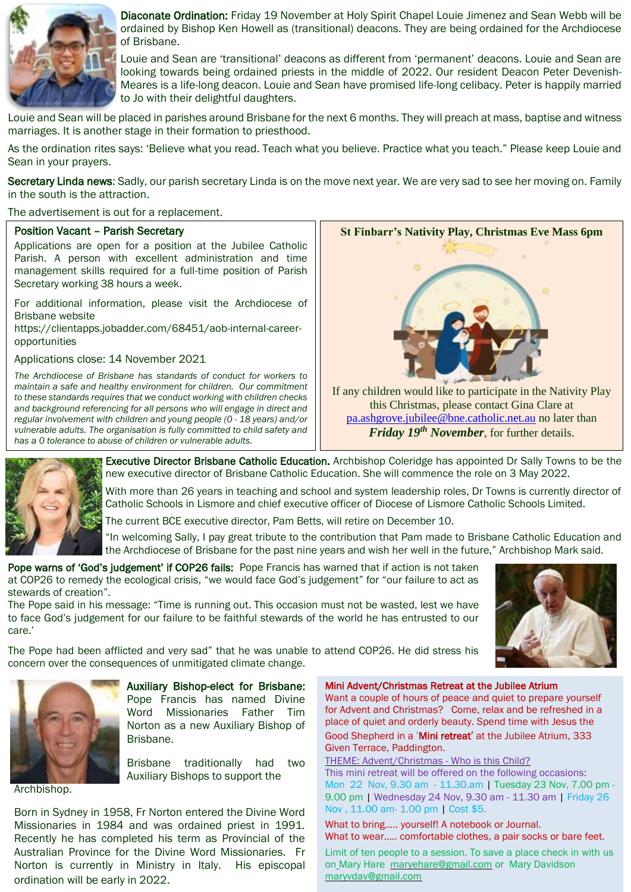**Diaconate Ordination:** Friday 19 November at Holy Spirit Chapel Louie Jimenez and Sean Webb will be ordained by Bishop Ken Howell as (transitional) deacons. They are being ordained for the Archdiocese of Brisbane.

Louie and Sean are 'transitional' deacons as different from 'permanent' deacons. Louie and Sean are looking towards being ordained priests in the middle of 2022. Our resident Deacon Peter Devenish-Meares is a life-long deacon. Louie and Sean have promised life-long celibacy. Peter is happily married to Jo with their delightful daughters.

Louie and Sean will be placed in parishes around Brisbane for the next 6 months. They will preach at mass, baptise and witness marriages. It is another stage in their formation to priesthood.

As the ordination rites says: 'Believe what you read. Teach what you believe. Practice what you teach." Please keep Louie and Sean in your prayers.

**Secretary Linda news**: Sadly, our parish secretary Linda is on the move next year. We are very sad to see her moving on. Family in the south is the attraction.

The advertisement is out for a replacement.

**Position Vacant – Parish Secretary**

Applications are open for a position at the Jubilee Catholic Parish. A person with excellent administration and time management skills required for a full-time position of Parish Secretary working 38 hours a week.

For additional information, please visit the Archdiocese of Brisbane website https://clientapps.jobadder.com/68451/aob-internal-career-opportunities

Applications close: 14 November 2021

*The Archdiocese of Brisbane has standards of conduct for workers to maintain a safe and healthy environment for children. Our commitment to these standards requires that we conduct working with children checks and background referencing for all persons who will engage in direct and regular involvement with children and young people (0 - 18 years) and/or vulnerable adults. The organisation is fully committed to child safety and has a 0 tolerance to abuse of children or vulnerable adults.*

**St Finbarr's Nativity Play, Christmas Eve Mass 6pm**

If any children would like to participate in the Nativity Play this Christmas, please contact Gina Clare at pa.ashgrove.jubilee@bne.catholic.net.au no later than ***Friday 19th November***, for further details.

**Executive Director Brisbane Catholic Education.** Archbishop Coleridge has appointed Dr Sally Towns to be the new executive director of Brisbane Catholic Education. She will commence the role on 3 May 2022.

With more than 26 years in teaching and school and system leadership roles, Dr Towns is currently director of Catholic Schools in Lismore and chief executive officer of Diocese of Lismore Catholic Schools Limited.

The current BCE executive director, Pam Betts, will retire on December 10.

"In welcoming Sally, I pay great tribute to the contribution that Pam made to Brisbane Catholic Education and the Archdiocese of Brisbane for the past nine years and wish her well in the future," Archbishop Mark said.

**Pope warns of 'God's judgement' if COP26 fails:** Pope Francis has warned that if action is not taken at COP26 to remedy the ecological crisis, "we would face God's judgement" for "our failure to act as stewards of creation".
The Pope said in his message: "Time is running out. This occasion must not be wasted, lest we have to face God's judgement for our failure to be faithful stewards of the world he has entrusted to our care.'

The Pope had been afflicted and very sad" that he was unable to attend COP26. He did stress his concern over the consequences of unmitigated climate change.

**Auxiliary Bishop-elect for Brisbane:** Pope Francis has named Divine Word Missionaries Father Tim Norton as a new Auxiliary Bishop of Brisbane.

Brisbane traditionally had two Auxiliary Bishops to support the Archbishop.

Born in Sydney in 1958, Fr Norton entered the Divine Word Missionaries in 1984 and was ordained priest in 1991. Recently he has completed his term as Provincial of the Australian Province for the Divine Word Missionaries. Fr Norton is currently in Ministry in Italy. His episcopal ordination will be early in 2022.

**Mini Advent/Christmas Retreat at the Jubilee Atrium**

Want a couple of hours of peace and quiet to prepare yourself for Advent and Christmas? Come, relax and be refreshed in a place of quiet and orderly beauty. Spend time with Jesus the Good Shepherd in a '**Mini retreat**' at the Jubilee Atrium, 333 Given Terrace, Paddington.

THEME: Advent/Christmas - Who is this Child?

This mini retreat will be offered on the following occasions:
Mon 22 Nov, 9.30 am - 11.30.am | Tuesday 23 Nov, 7.00 pm - 9.00 pm | Wednesday 24 Nov, 9.30 am - 11.30 am | Friday 26 Nov , 11.00 am- 1.00 pm | Cost $5.

What to bring..... yourself! A notebook or Journal.
What to wear..... comfortable clothes, a pair socks or bare feet.

Limit of ten people to a session. To save a place check in with us on Mary Hare maryehare@gmail.com or Mary Davidson maryvdav@gmail.com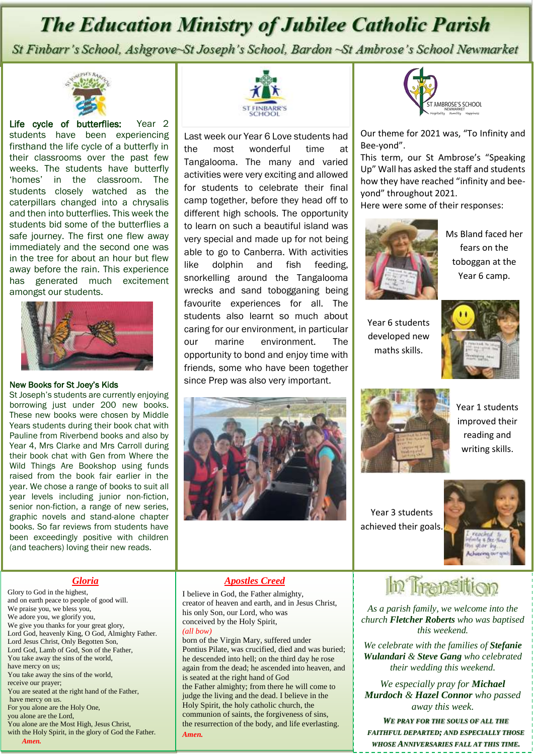# The Education Ministry of Jubilee Catholic Parish

*St Finbarr's School, Ashgrove~St Joseph's School, Bardon ~St Ambrose's School Newmarket*

**Life cycle of butterflies:** Year 2 students have been experiencing firsthand the life cycle of a butterfly in their classrooms over the past few weeks. The students have butterfly 'homes' in the classroom. The students closely watched as the caterpillars changed into a chrysalis and then into butterflies. This week the students bid some of the butterflies a safe journey. The first one flew away immediately and the second one was in the tree for about an hour but flew away before the rain. This experience has generated much excitement amongst our students.

**New Books for St Joey's Kids**

St Joseph's students are currently enjoying borrowing just under 200 new books. These new books were chosen by Middle Years students during their book chat with Pauline from Riverbend books and also by Year 4, Mrs Clarke and Mrs Carroll during their book chat with Gen from Where the Wild Things Are Bookshop using funds raised from the book fair earlier in the year. We chose a range of books to suit all year levels including junior non-fiction, senior non-fiction, a range of new series, graphic novels and stand-alone chapter books. So far reviews from students have been exceedingly positive with children (and teachers) loving their new reads.

Last week our Year 6 Love students had the most wonderful time at Tangalooma. The many and varied activities were very exciting and allowed for students to celebrate their final camp together, before they head off to different high schools. The opportunity to learn on such a beautiful island was very special and made up for not being able to go to Canberra. With activities like dolphin and fish feeding, snorkelling around the Tangalooma wrecks and sand tobogganing being favourite experiences for all. The students also learnt so much about caring for our environment, in particular our marine environment. The opportunity to bond and enjoy time with friends, some who have been together since Prep was also very important.

Our theme for 2021 was, "To Infinity and Bee-yond".

This term, our St Ambrose's "Speaking Up" Wall has asked the staff and students how they have reached "infinity and bee-yond" throughout 2021.

Here were some of their responses:

Ms Bland faced her fears on the toboggan at the Year 6 camp.

Year 6 students developed new maths skills.

Year 1 students improved their reading and writing skills.

Year 3 students achieved their goals.

## *Gloria*

Glory to God in the highest,
and on earth peace to people of good will.
We praise you, we bless you,
We adore you, we glorify you,
We give you thanks for your great glory,
Lord God, heavenly King, O God, Almighty Father.
Lord Jesus Christ, Only Begotten Son,
Lord God, Lamb of God, Son of the Father,
You take away the sins of the world,
have mercy on us;
You take away the sins of the world,
receive our prayer;
You are seated at the right hand of the Father,
have mercy on us.
For you alone are the Holy One,
you alone are the Lord,
You alone are the Most High, Jesus Christ,
with the Holy Spirit, in the glory of God the Father.
*Amen.*

## *Apostles Creed*

I believe in God, the Father almighty,
creator of heaven and earth, and in Jesus Christ,
his only Son, our Lord, who was
conceived by the Holy Spirit,
*(all bow)*
born of the Virgin Mary, suffered under
Pontius Pilate, was crucified, died and was buried;
he descended into hell; on the third day he rose
again from the dead; he ascended into heaven, and
is seated at the right hand of God
the Father almighty; from there he will come to
judge the living and the dead. I believe in the
Holy Spirit, the holy catholic church, the
communion of saints, the forgiveness of sins,
the resurrection of the body, and life everlasting.
*Amen.*

## In Transition

*As a parish family, we welcome into the church **Fletcher Roberts** who was baptised this weekend.*

*We celebrate with the families of **Stefanie Wulandari** & **Steve Gang** who celebrated their wedding this weekend.*

*We especially pray for **Michael Murdoch** & **Hazel Connor** who passed away this week.*

***WE PRAY FOR THE SOULS OF ALL THE FAITHFUL DEPARTED; AND ESPECIALLY THOSE WHOSE ANNIVERSARIES FALL AT THIS TIME.***